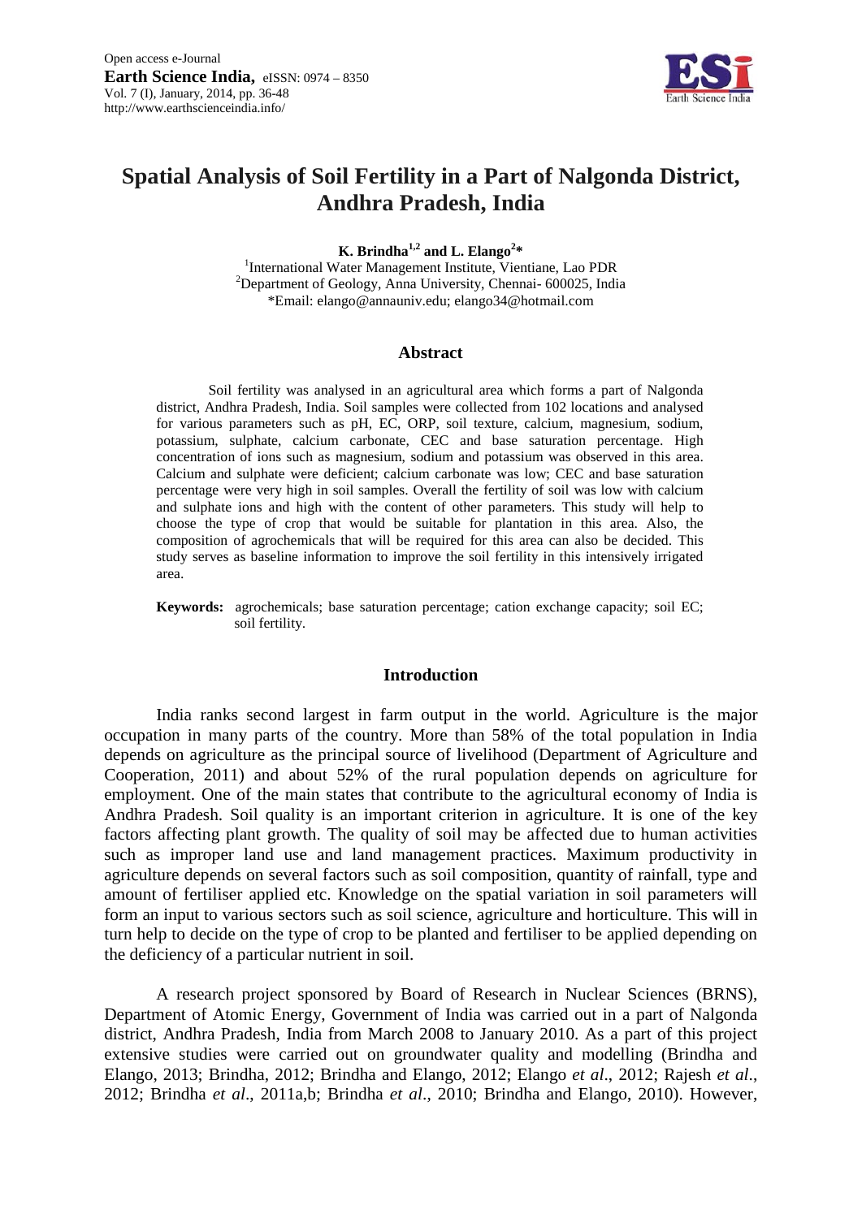# Spatial Analysis of Soil Fertility in a Part of Nalgonda District, Andhra Pradesh, India

**K. Brindha[1,2] and L. Elango[2]***

[1]International Water Management Institute, Vientiane, Lao PDR
[2]Department of Geology, Anna University, Chennai- 600025, India
*Email: elango@annauniv.edu; elango34@hotmail.com

## Abstract

Soil fertility was analysed in an agricultural area which forms a part of Nalgonda district, Andhra Pradesh, India. Soil samples were collected from 102 locations and analysed for various parameters such as pH, EC, ORP, soil texture, calcium, magnesium, sodium, potassium, sulphate, calcium carbonate, CEC and base saturation percentage. High concentration of ions such as magnesium, sodium and potassium was observed in this area. Calcium and sulphate were deficient; calcium carbonate was low; CEC and base saturation percentage were very high in soil samples. Overall the fertility of soil was low with calcium and sulphate ions and high with the content of other parameters. This study will help to choose the type of crop that would be suitable for plantation in this area. Also, the composition of agrochemicals that will be required for this area can also be decided. This study serves as baseline information to improve the soil fertility in this intensively irrigated area.

**Keywords:** agrochemicals; base saturation percentage; cation exchange capacity; soil EC; soil fertility.

## Introduction

India ranks second largest in farm output in the world. Agriculture is the major occupation in many parts of the country. More than 58% of the total population in India depends on agriculture as the principal source of livelihood (Department of Agriculture and Cooperation, 2011) and about 52% of the rural population depends on agriculture for employment. One of the main states that contribute to the agricultural economy of India is Andhra Pradesh. Soil quality is an important criterion in agriculture. It is one of the key factors affecting plant growth. The quality of soil may be affected due to human activities such as improper land use and land management practices. Maximum productivity in agriculture depends on several factors such as soil composition, quantity of rainfall, type and amount of fertiliser applied etc. Knowledge on the spatial variation in soil parameters will form an input to various sectors such as soil science, agriculture and horticulture. This will in turn help to decide on the type of crop to be planted and fertiliser to be applied depending on the deficiency of a particular nutrient in soil.

A research project sponsored by Board of Research in Nuclear Sciences (BRNS), Department of Atomic Energy, Government of India was carried out in a part of Nalgonda district, Andhra Pradesh, India from March 2008 to January 2010. As a part of this project extensive studies were carried out on groundwater quality and modelling (Brindha and Elango, 2013; Brindha, 2012; Brindha and Elango, 2012; Elango *et al*., 2012; Rajesh *et al*., 2012; Brindha *et al*., 2011a,b; Brindha *et al*., 2010; Brindha and Elango, 2010). However,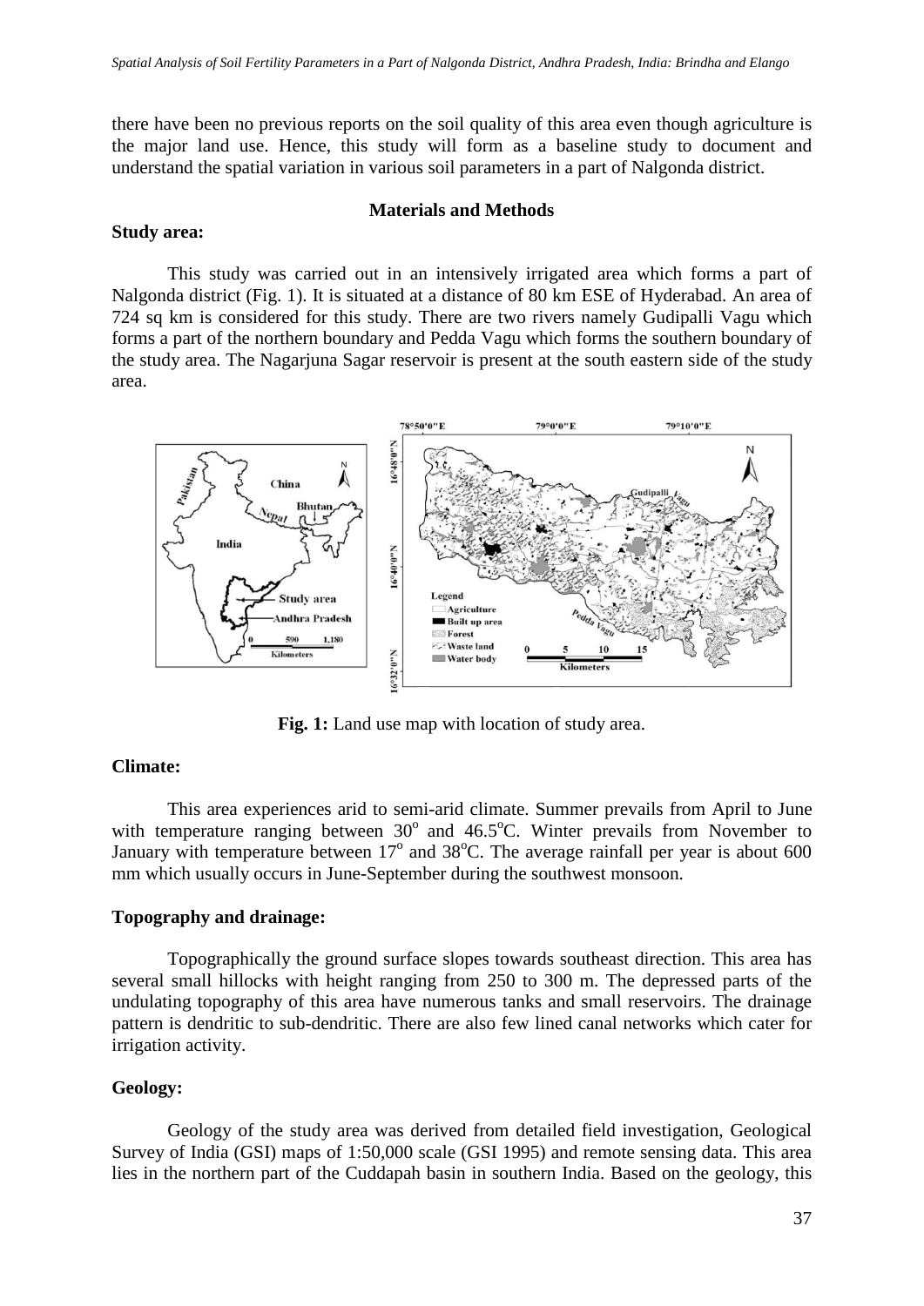there have been no previous reports on the soil quality of this area even though agriculture is the major land use. Hence, this study will form as a baseline study to document and understand the spatial variation in various soil parameters in a part of Nalgonda district.

## Materials and Methods

### Study area:

This study was carried out in an intensively irrigated area which forms a part of Nalgonda district (Fig. 1). It is situated at a distance of 80 km ESE of Hyderabad. An area of 724 sq km is considered for this study. There are two rivers namely Gudipalli Vagu which forms a part of the northern boundary and Pedda Vagu which forms the southern boundary of the study area. The Nagarjuna Sagar reservoir is present at the south eastern side of the study area.

**Fig. 1:** Land use map with location of study area.

### Climate:

This area experiences arid to semi-arid climate. Summer prevails from April to June with temperature ranging between $30^{o}$ and $46.5^{o}C$. Winter prevails from November to January with temperature between $17^{o}$ and $38^{o}C$. The average rainfall per year is about 600 mm which usually occurs in June-September during the southwest monsoon.

### Topography and drainage:

Topographically the ground surface slopes towards southeast direction. This area has several small hillocks with height ranging from 250 to 300 m. The depressed parts of the undulating topography of this area have numerous tanks and small reservoirs. The drainage pattern is dendritic to sub-dendritic. There are also few lined canal networks which cater for irrigation activity.

### Geology:

Geology of the study area was derived from detailed field investigation, Geological Survey of India (GSI) maps of 1:50,000 scale (GSI 1995) and remote sensing data. This area lies in the northern part of the Cuddapah basin in southern India. Based on the geology, this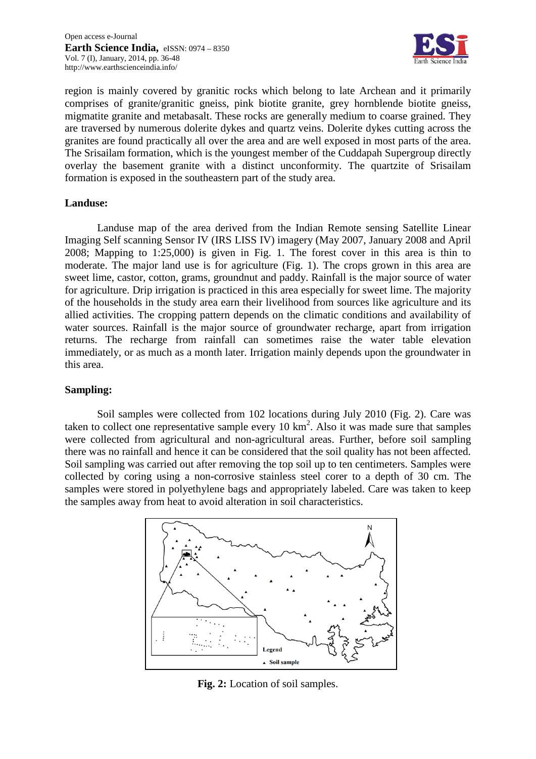region is mainly covered by granitic rocks which belong to late Archean and it primarily comprises of granite/granitic gneiss, pink biotite granite, grey hornblende biotite gneiss, migmatite granite and metabasalt. These rocks are generally medium to coarse grained. They are traversed by numerous dolerite dykes and quartz veins. Dolerite dykes cutting across the granites are found practically all over the area and are well exposed in most parts of the area. The Srisailam formation, which is the youngest member of the Cuddapah Supergroup directly overlay the basement granite with a distinct unconformity. The quartzite of Srisailam formation is exposed in the southeastern part of the study area.

## Landuse:

Landuse map of the area derived from the Indian Remote sensing Satellite Linear Imaging Self scanning Sensor IV (IRS LISS IV) imagery (May 2007, January 2008 and April 2008; Mapping to 1:25,000) is given in Fig. 1. The forest cover in this area is thin to moderate. The major land use is for agriculture (Fig. 1). The crops grown in this area are sweet lime, castor, cotton, grams, groundnut and paddy. Rainfall is the major source of water for agriculture. Drip irrigation is practiced in this area especially for sweet lime. The majority of the households in the study area earn their livelihood from sources like agriculture and its allied activities. The cropping pattern depends on the climatic conditions and availability of water sources. Rainfall is the major source of groundwater recharge, apart from irrigation returns. The recharge from rainfall can sometimes raise the water table elevation immediately, or as much as a month later. Irrigation mainly depends upon the groundwater in this area.

## Sampling:

Soil samples were collected from 102 locations during July 2010 (Fig. 2). Care was taken to collect one representative sample every 10 $km^2$. Also it was made sure that samples were collected from agricultural and non-agricultural areas. Further, before soil sampling there was no rainfall and hence it can be considered that the soil quality has not been affected. Soil sampling was carried out after removing the top soil up to ten centimeters. Samples were collected by coring using a non-corrosive stainless steel corer to a depth of 30 cm. The samples were stored in polyethylene bags and appropriately labeled. Care was taken to keep the samples away from heat to avoid alteration in soil characteristics.

**Fig. 2:** Location of soil samples.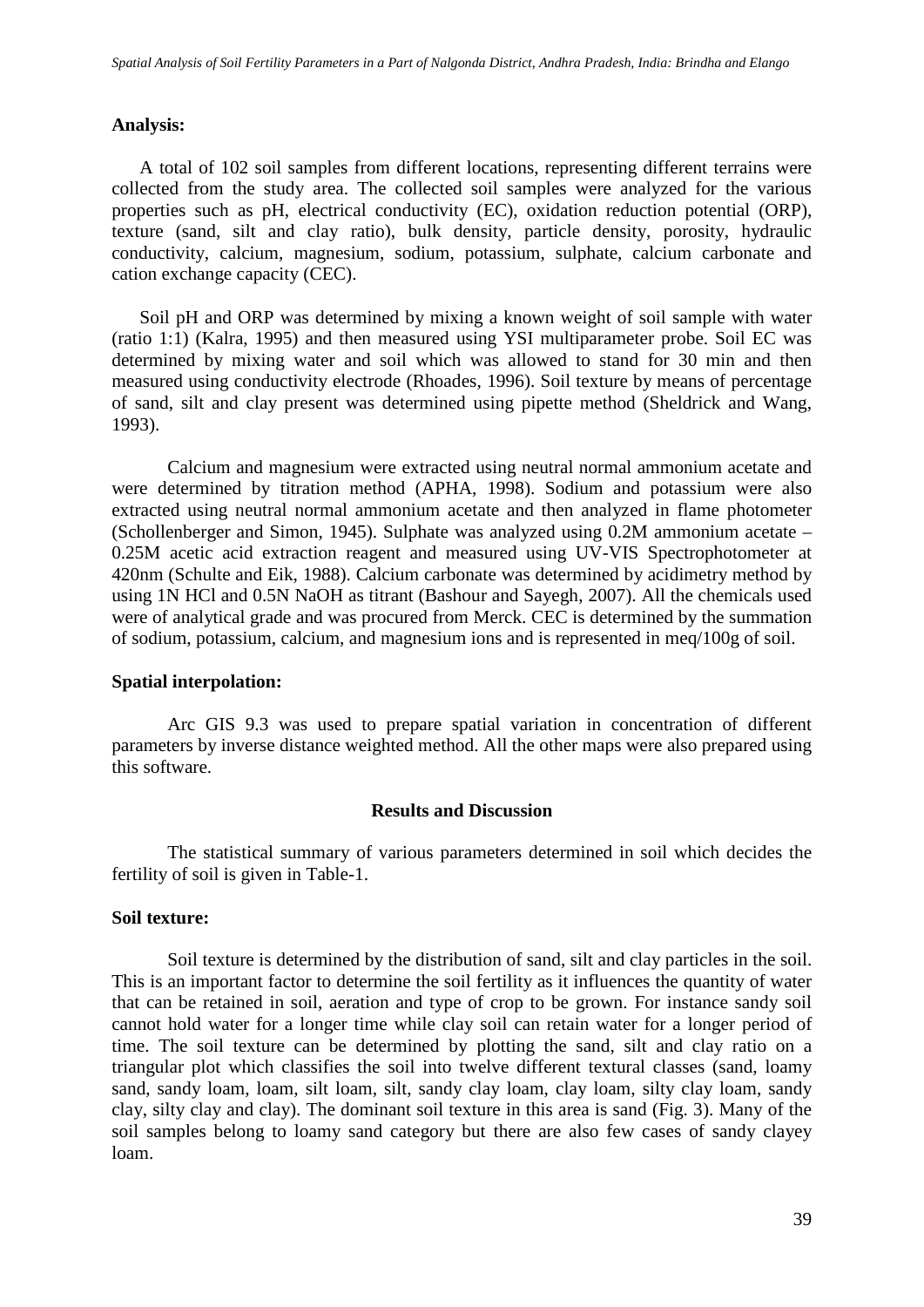### Analysis:

A total of 102 soil samples from different locations, representing different terrains were collected from the study area. The collected soil samples were analyzed for the various properties such as pH, electrical conductivity (EC), oxidation reduction potential (ORP), texture (sand, silt and clay ratio), bulk density, particle density, porosity, hydraulic conductivity, calcium, magnesium, sodium, potassium, sulphate, calcium carbonate and cation exchange capacity (CEC).

Soil pH and ORP was determined by mixing a known weight of soil sample with water (ratio 1:1) (Kalra, 1995) and then measured using YSI multiparameter probe. Soil EC was determined by mixing water and soil which was allowed to stand for 30 min and then measured using conductivity electrode (Rhoades, 1996). Soil texture by means of percentage of sand, silt and clay present was determined using pipette method (Sheldrick and Wang, 1993).

Calcium and magnesium were extracted using neutral normal ammonium acetate and were determined by titration method (APHA, 1998). Sodium and potassium were also extracted using neutral normal ammonium acetate and then analyzed in flame photometer (Schollenberger and Simon, 1945). Sulphate was analyzed using 0.2M ammonium acetate – 0.25M acetic acid extraction reagent and measured using UV-VIS Spectrophotometer at 420nm (Schulte and Eik, 1988). Calcium carbonate was determined by acidimetry method by using 1N HCl and 0.5N NaOH as titrant (Bashour and Sayegh, 2007). All the chemicals used were of analytical grade and was procured from Merck. CEC is determined by the summation of sodium, potassium, calcium, and magnesium ions and is represented in meq/100g of soil.

### Spatial interpolation:

Arc GIS 9.3 was used to prepare spatial variation in concentration of different parameters by inverse distance weighted method. All the other maps were also prepared using this software.

## Results and Discussion

The statistical summary of various parameters determined in soil which decides the fertility of soil is given in Table-1.

### Soil texture:

Soil texture is determined by the distribution of sand, silt and clay particles in the soil. This is an important factor to determine the soil fertility as it influences the quantity of water that can be retained in soil, aeration and type of crop to be grown. For instance sandy soil cannot hold water for a longer time while clay soil can retain water for a longer period of time. The soil texture can be determined by plotting the sand, silt and clay ratio on a triangular plot which classifies the soil into twelve different textural classes (sand, loamy sand, sandy loam, loam, silt loam, silt, sandy clay loam, clay loam, silty clay loam, sandy clay, silty clay and clay). The dominant soil texture in this area is sand (Fig. 3). Many of the soil samples belong to loamy sand category but there are also few cases of sandy clayey loam.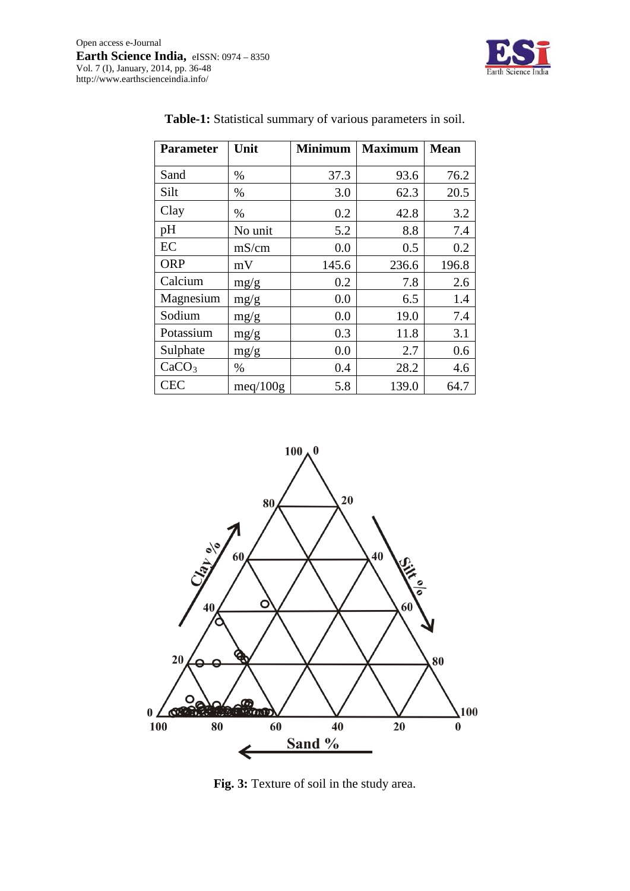**Table-1:** Statistical summary of various parameters in soil.

| Parameter | Unit | Minimum | Maximum | Mean |
|---|---|---|---|---|
| Sand | % | 37.3 | 93.6 | 76.2 |
| Silt | % | 3.0 | 62.3 | 20.5 |
| Clay | % | 0.2 | 42.8 | 3.2 |
| pH | No unit | 5.2 | 8.8 | 7.4 |
| EC | mS/cm | 0.0 | 0.5 | 0.2 |
| ORP | mV | 145.6 | 236.6 | 196.8 |
| Calcium | mg/g | 0.2 | 7.8 | 2.6 |
| Magnesium | mg/g | 0.0 | 6.5 | 1.4 |
| Sodium | mg/g | 0.0 | 19.0 | 7.4 |
| Potassium | mg/g | 0.3 | 11.8 | 3.1 |
| Sulphate | mg/g | 0.0 | 2.7 | 0.6 |
| $CaCO_3$ | % | 0.4 | 28.2 | 4.6 |
| CEC | meq/100g | 5.8 | 139.0 | 64.7 |

**Fig. 3:** Texture of soil in the study area.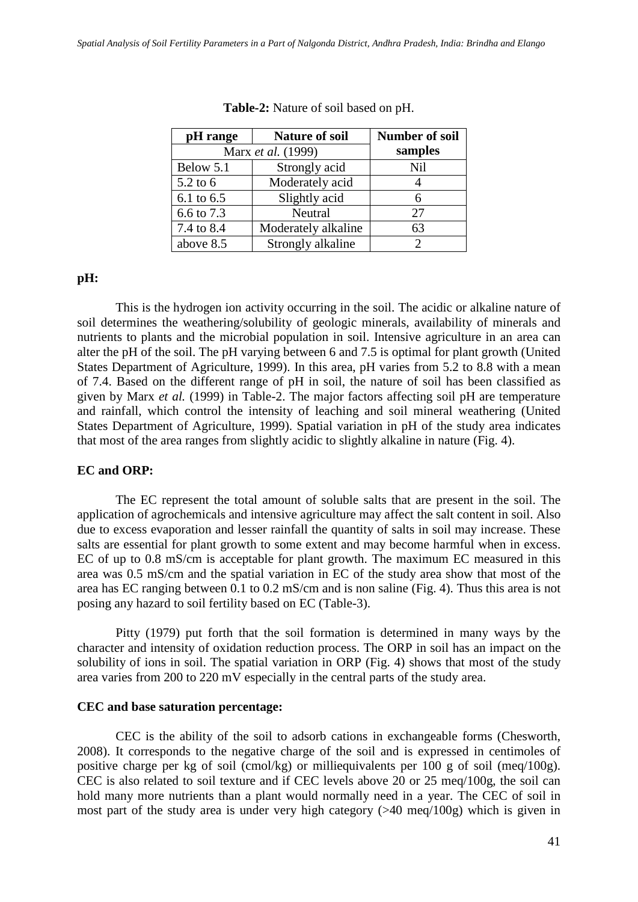**Table-2:** Nature of soil based on pH.

| pH range | Nature of soil | Number of soil samples |
|---|---|---|
| Marx *et al.* (1999) | | |
| Below 5.1 | Strongly acid | Nil |
| 5.2 to 6 | Moderately acid | 4 |
| 6.1 to 6.5 | Slightly acid | 6 |
| 6.6 to 7.3 | Neutral | 27 |
| 7.4 to 8.4 | Moderately alkaline | 63 |
| above 8.5 | Strongly alkaline | 2 |

**pH:**

This is the hydrogen ion activity occurring in the soil. The acidic or alkaline nature of soil determines the weathering/solubility of geologic minerals, availability of minerals and nutrients to plants and the microbial population in soil. Intensive agriculture in an area can alter the pH of the soil. The pH varying between 6 and 7.5 is optimal for plant growth (United States Department of Agriculture, 1999). In this area, pH varies from 5.2 to 8.8 with a mean of 7.4. Based on the different range of pH in soil, the nature of soil has been classified as given by Marx *et al.* (1999) in Table-2. The major factors affecting soil pH are temperature and rainfall, which control the intensity of leaching and soil mineral weathering (United States Department of Agriculture, 1999). Spatial variation in pH of the study area indicates that most of the area ranges from slightly acidic to slightly alkaline in nature (Fig. 4).

**EC and ORP:**

The EC represent the total amount of soluble salts that are present in the soil. The application of agrochemicals and intensive agriculture may affect the salt content in soil. Also due to excess evaporation and lesser rainfall the quantity of salts in soil may increase. These salts are essential for plant growth to some extent and may become harmful when in excess. EC of up to 0.8 mS/cm is acceptable for plant growth. The maximum EC measured in this area was 0.5 mS/cm and the spatial variation in EC of the study area show that most of the area has EC ranging between 0.1 to 0.2 mS/cm and is non saline (Fig. 4). Thus this area is not posing any hazard to soil fertility based on EC (Table-3).

Pitty (1979) put forth that the soil formation is determined in many ways by the character and intensity of oxidation reduction process. The ORP in soil has an impact on the solubility of ions in soil. The spatial variation in ORP (Fig. 4) shows that most of the study area varies from 200 to 220 mV especially in the central parts of the study area.

**CEC and base saturation percentage:**

CEC is the ability of the soil to adsorb cations in exchangeable forms (Chesworth, 2008). It corresponds to the negative charge of the soil and is expressed in centimoles of positive charge per kg of soil (cmol/kg) or milliequivalents per 100 g of soil (meq/100g). CEC is also related to soil texture and if CEC levels above 20 or 25 meq/100g, the soil can hold many more nutrients than a plant would normally need in a year. The CEC of soil in most part of the study area is under very high category (>40 meq/100g) which is given in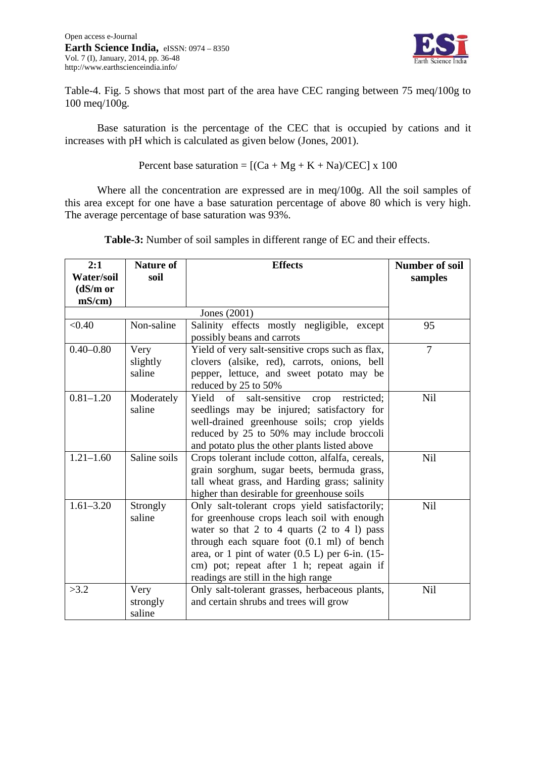Table-4. Fig. 5 shows that most part of the area have CEC ranging between 75 meq/100g to 100 meq/100g.

Base saturation is the percentage of the CEC that is occupied by cations and it increases with pH which is calculated as given below (Jones, 2001).

$$\text{Percent base saturation} = [(Ca + Mg + K + Na)/CEC] \times 100$$

Where all the concentration are expressed are in meq/100g. All the soil samples of this area except for one have a base saturation percentage of above 80 which is very high. The average percentage of base saturation was 93%.

**Table-3:** Number of soil samples in different range of EC and their effects.

| **2:1 Water/soil (dS/m or mS/cm)** | **Nature of soil** | **Effects** | **Number of soil samples** |
|---|---|---|---|
| Jones (2001) | | | |
| <0.40 | Non-saline | Salinity effects mostly negligible, except possibly beans and carrots | 95 |
| 0.40–0.80 | Very slightly saline | Yield of very salt-sensitive crops such as flax, clovers (alsike, red), carrots, onions, bell pepper, lettuce, and sweet potato may be reduced by 25 to 50% | 7 |
| 0.81–1.20 | Moderately saline | Yield of salt-sensitive crop restricted; seedlings may be injured; satisfactory for well-drained greenhouse soils; crop yields reduced by 25 to 50% may include broccoli and potato plus the other plants listed above | Nil |
| 1.21–1.60 | Saline soils | Crops tolerant include cotton, alfalfa, cereals, grain sorghum, sugar beets, bermuda grass, tall wheat grass, and Harding grass; salinity higher than desirable for greenhouse soils | Nil |
| 1.61–3.20 | Strongly saline | Only salt-tolerant crops yield satisfactorily; for greenhouse crops leach soil with enough water so that 2 to 4 quarts (2 to 4 l) pass through each square foot (0.1 ml) of bench area, or 1 pint of water (0.5 L) per 6-in. (15-cm) pot; repeat after 1 h; repeat again if readings are still in the high range | Nil |
| >3.2 | Very strongly saline | Only salt-tolerant grasses, herbaceous plants, and certain shrubs and trees will grow | Nil |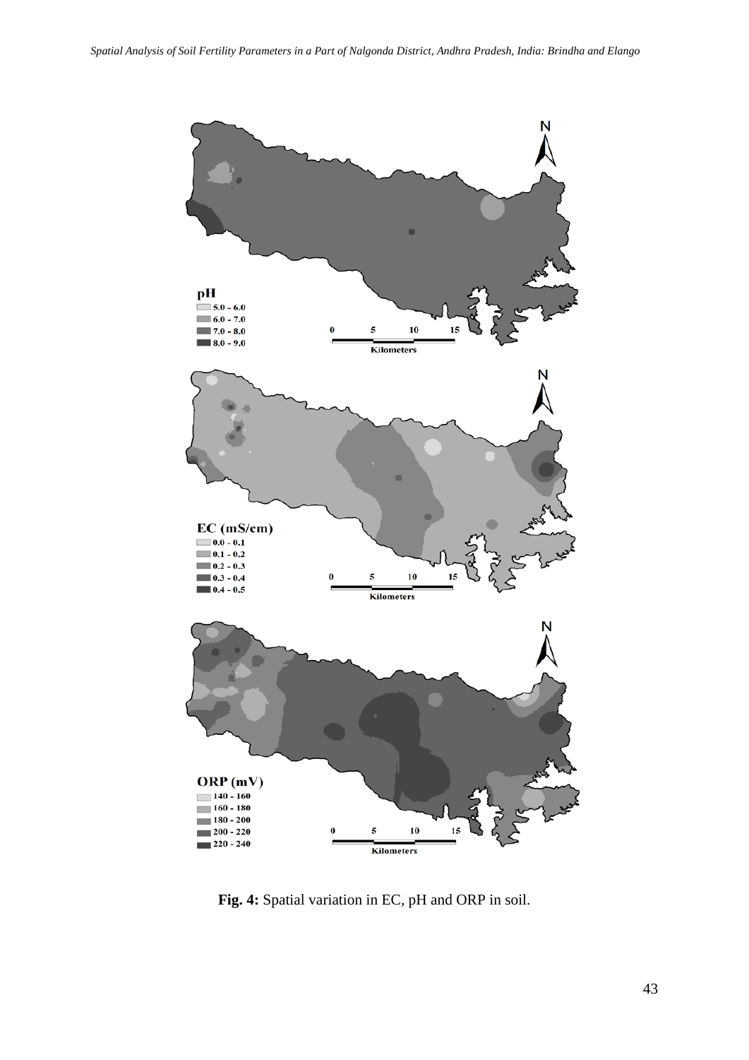**Fig. 4:** Spatial variation in EC, pH and ORP in soil.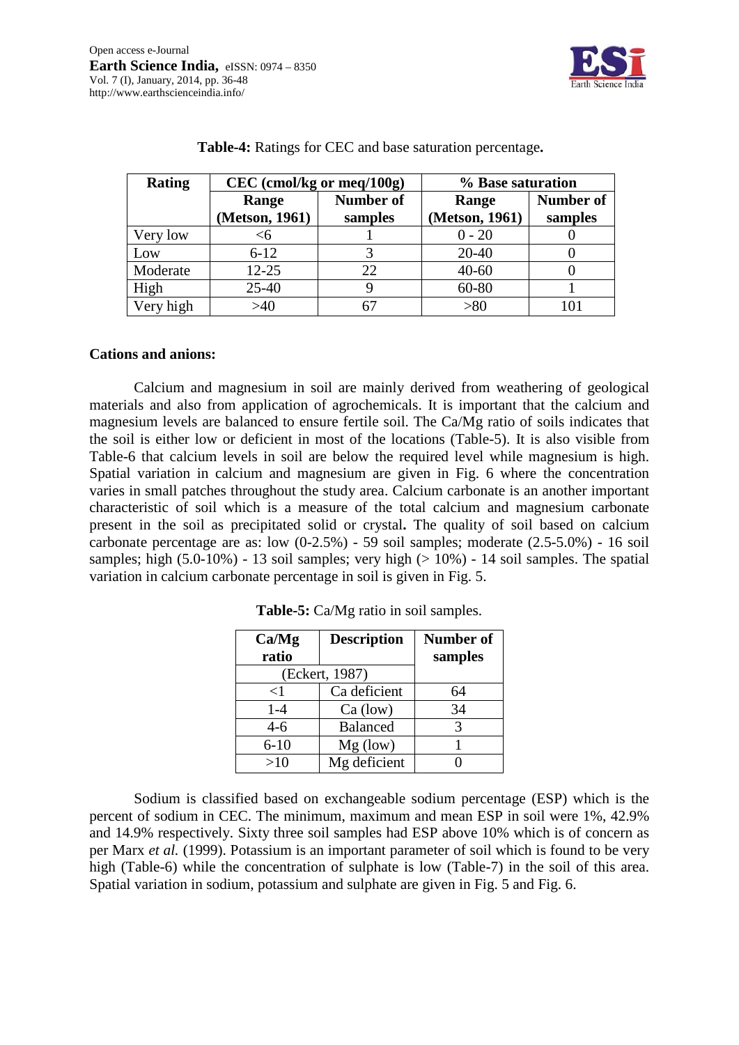**Table-4:** Ratings for CEC and base saturation percentage**.**

| Rating | CEC (cmol/kg or meq/100g) | | % Base saturation | |
|---|---|---|---|---|
| | Range (Metson, 1961) | Number of samples | Range (Metson, 1961) | Number of samples |
| Very low | <6 | 1 | 0 - 20 | 0 |
| Low | 6-12 | 3 | 20-40 | 0 |
| Moderate | 12-25 | 22 | 40-60 | 0 |
| High | 25-40 | 9 | 60-80 | 1 |
| Very high | >40 | 67 | >80 | 101 |

**Cations and anions:**

Calcium and magnesium in soil are mainly derived from weathering of geological materials and also from application of agrochemicals. It is important that the calcium and magnesium levels are balanced to ensure fertile soil. The Ca/Mg ratio of soils indicates that the soil is either low or deficient in most of the locations (Table-5). It is also visible from Table-6 that calcium levels in soil are below the required level while magnesium is high. Spatial variation in calcium and magnesium are given in Fig. 6 where the concentration varies in small patches throughout the study area. Calcium carbonate is an another important characteristic of soil which is a measure of the total calcium and magnesium carbonate present in the soil as precipitated solid or crystal**.** The quality of soil based on calcium carbonate percentage are as: low (0-2.5%) - 59 soil samples; moderate (2.5-5.0%) - 16 soil samples; high (5.0-10%) - 13 soil samples; very high (> 10%) - 14 soil samples. The spatial variation in calcium carbonate percentage in soil is given in Fig. 5.

**Table-5:** Ca/Mg ratio in soil samples.

| Ca/Mg ratio | Description | Number of samples |
|---|---|---|
| (Eckert, 1987) | | |
| <1 | Ca deficient | 64 |
| 1-4 | Ca (low) | 34 |
| 4-6 | Balanced | 3 |
| 6-10 | Mg (low) | 1 |
| >10 | Mg deficient | 0 |

Sodium is classified based on exchangeable sodium percentage (ESP) which is the percent of sodium in CEC. The minimum, maximum and mean ESP in soil were 1%, 42.9% and 14.9% respectively. Sixty three soil samples had ESP above 10% which is of concern as per Marx *et al.* (1999). Potassium is an important parameter of soil which is found to be very high (Table-6) while the concentration of sulphate is low (Table-7) in the soil of this area. Spatial variation in sodium, potassium and sulphate are given in Fig. 5 and Fig. 6.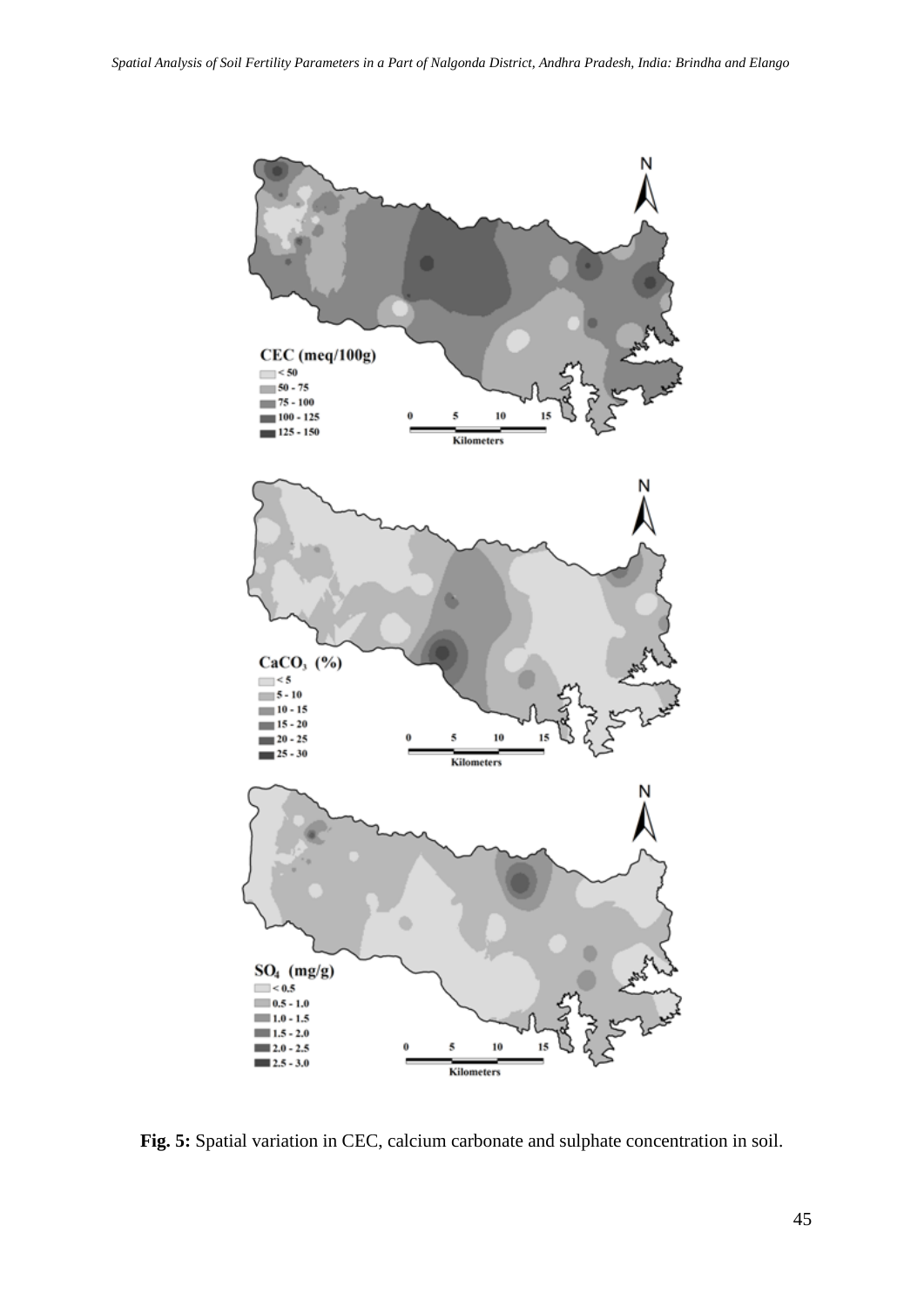**Fig. 5:** Spatial variation in CEC, calcium carbonate and sulphate concentration in soil.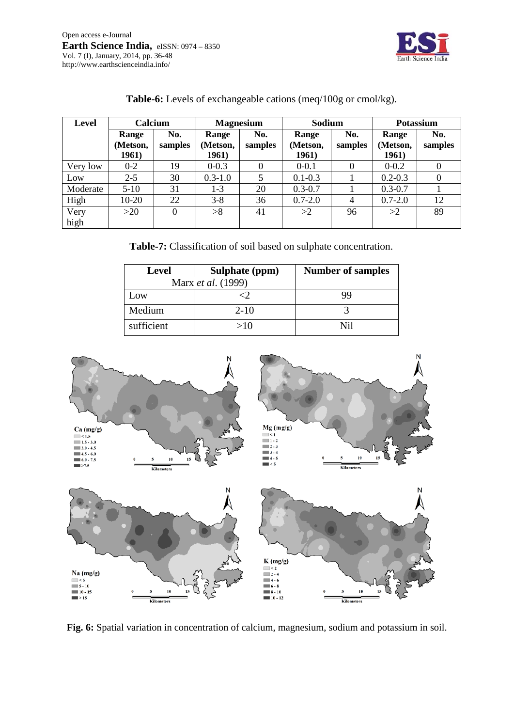**Table-6:** Levels of exchangeable cations (meq/100g or cmol/kg).

| Level | Calcium | | Magnesium | | Sodium | | Potassium | |
|---|---|---|---|---|---|---|---|---|
| | **Range (Metson, 1961)** | **No. samples** | **Range (Metson, 1961)** | **No. samples** | **Range (Metson, 1961)** | **No. samples** | **Range (Metson, 1961)** | **No. samples** |
| Very low | 0-2 | 19 | 0-0.3 | 0 | 0-0.1 | 0 | 0-0.2 | 0 |
| Low | 2-5 | 30 | 0.3-1.0 | 5 | 0.1-0.3 | 1 | 0.2-0.3 | 0 |
| Moderate | 5-10 | 31 | 1-3 | 20 | 0.3-0.7 | 1 | 0.3-0.7 | 1 |
| High | 10-20 | 22 | 3-8 | 36 | 0.7-2.0 | 4 | 0.7-2.0 | 12 |
| Very high | >20 | 0 | >8 | 41 | >2 | 96 | >2 | 89 |

**Table-7:** Classification of soil based on sulphate concentration.

| Level | Sulphate (ppm) | Number of samples |
|---|---|---|
| Marx *et al*. (1999) | | |
| Low | <2 | 99 |
| Medium | 2-10 | 3 |
| sufficient | >10 | Nil |

**Fig. 6:** Spatial variation in concentration of calcium, magnesium, sodium and potassium in soil.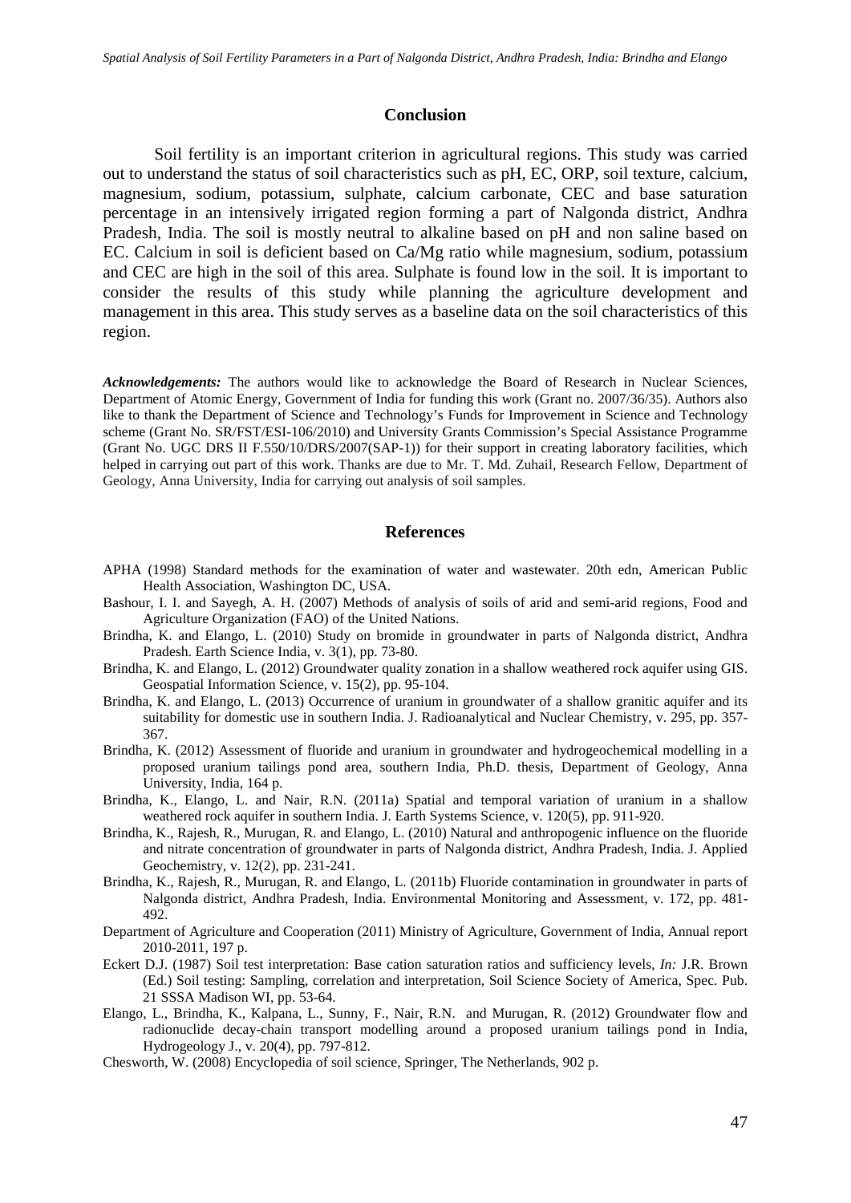## Conclusion

Soil fertility is an important criterion in agricultural regions. This study was carried out to understand the status of soil characteristics such as pH, EC, ORP, soil texture, calcium, magnesium, sodium, potassium, sulphate, calcium carbonate, CEC and base saturation percentage in an intensively irrigated region forming a part of Nalgonda district, Andhra Pradesh, India. The soil is mostly neutral to alkaline based on pH and non saline based on EC. Calcium in soil is deficient based on Ca/Mg ratio while magnesium, sodium, potassium and CEC are high in the soil of this area. Sulphate is found low in the soil. It is important to consider the results of this study while planning the agriculture development and management in this area. This study serves as a baseline data on the soil characteristics of this region.

***Acknowledgements:*** The authors would like to acknowledge the Board of Research in Nuclear Sciences, Department of Atomic Energy, Government of India for funding this work (Grant no. 2007/36/35). Authors also like to thank the Department of Science and Technology's Funds for Improvement in Science and Technology scheme (Grant No. SR/FST/ESI-106/2010) and University Grants Commission's Special Assistance Programme (Grant No. UGC DRS II F.550/10/DRS/2007(SAP-1)) for their support in creating laboratory facilities, which helped in carrying out part of this work. Thanks are due to Mr. T. Md. Zuhail, Research Fellow, Department of Geology, Anna University, India for carrying out analysis of soil samples.

## References

APHA (1998) Standard methods for the examination of water and wastewater. 20th edn, American Public Health Association, Washington DC, USA.

Bashour, I. I. and Sayegh, A. H. (2007) Methods of analysis of soils of arid and semi-arid regions, Food and Agriculture Organization (FAO) of the United Nations.

Brindha, K. and Elango, L. (2010) Study on bromide in groundwater in parts of Nalgonda district, Andhra Pradesh. Earth Science India, v. 3(1), pp. 73-80.

Brindha, K. and Elango, L. (2012) Groundwater quality zonation in a shallow weathered rock aquifer using GIS. Geospatial Information Science, v. 15(2), pp. 95-104.

Brindha, K. and Elango, L. (2013) Occurrence of uranium in groundwater of a shallow granitic aquifer and its suitability for domestic use in southern India. J. Radioanalytical and Nuclear Chemistry, v. 295, pp. 357-367.

Brindha, K. (2012) Assessment of fluoride and uranium in groundwater and hydrogeochemical modelling in a proposed uranium tailings pond area, southern India, Ph.D. thesis, Department of Geology, Anna University, India, 164 p.

Brindha, K., Elango, L. and Nair, R.N. (2011a) Spatial and temporal variation of uranium in a shallow weathered rock aquifer in southern India. J. Earth Systems Science, v. 120(5), pp. 911-920.

Brindha, K., Rajesh, R., Murugan, R. and Elango, L. (2010) Natural and anthropogenic influence on the fluoride and nitrate concentration of groundwater in parts of Nalgonda district, Andhra Pradesh, India. J. Applied Geochemistry, v. 12(2), pp. 231-241.

Brindha, K., Rajesh, R., Murugan, R. and Elango, L. (2011b) Fluoride contamination in groundwater in parts of Nalgonda district, Andhra Pradesh, India. Environmental Monitoring and Assessment, v. 172, pp. 481-492.

Department of Agriculture and Cooperation (2011) Ministry of Agriculture, Government of India, Annual report 2010-2011, 197 p.

Eckert D.J. (1987) Soil test interpretation: Base cation saturation ratios and sufficiency levels, *In:* J.R. Brown (Ed.) Soil testing: Sampling, correlation and interpretation, Soil Science Society of America, Spec. Pub. 21 SSSA Madison WI, pp. 53-64.

Elango, L., Brindha, K., Kalpana, L., Sunny, F., Nair, R.N. and Murugan, R. (2012) Groundwater flow and radionuclide decay-chain transport modelling around a proposed uranium tailings pond in India, Hydrogeology J., v. 20(4), pp. 797-812.

Chesworth, W. (2008) Encyclopedia of soil science, Springer, The Netherlands, 902 p.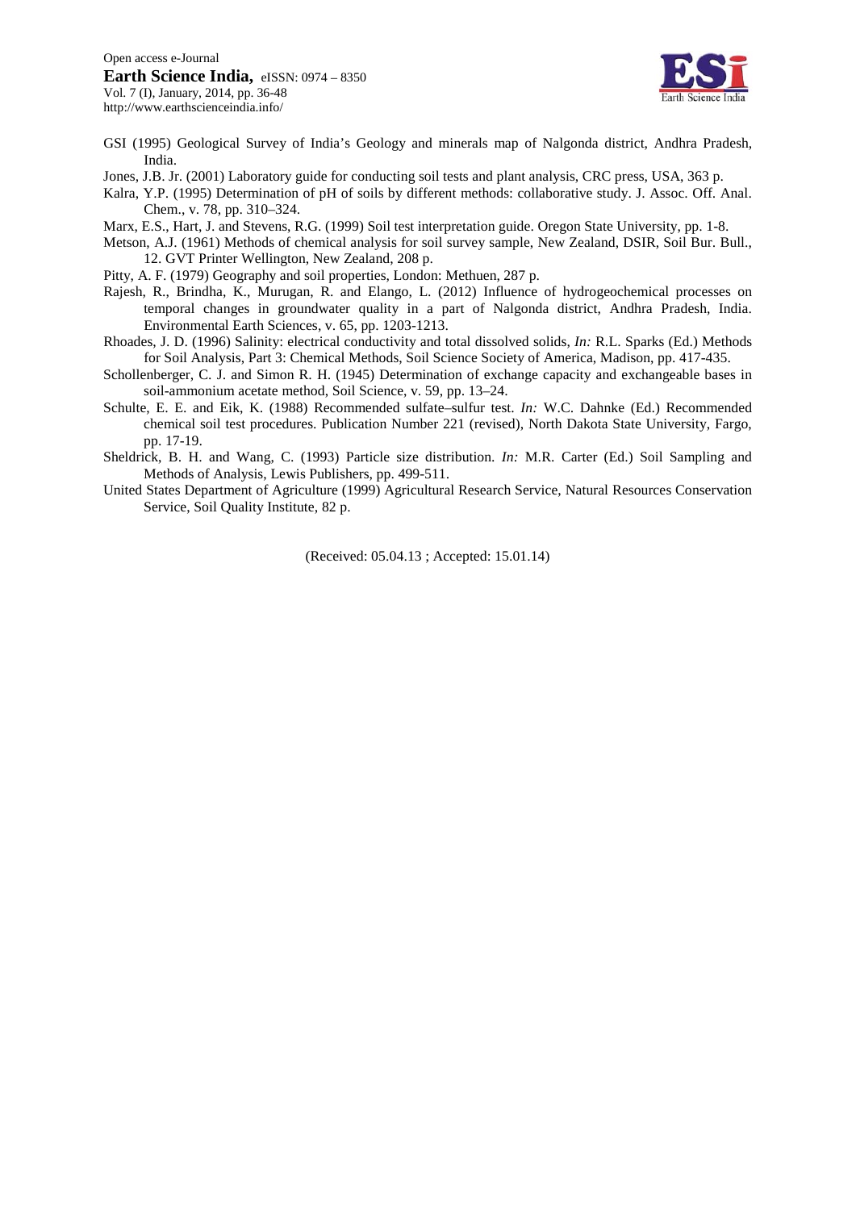GSI (1995) Geological Survey of India's Geology and minerals map of Nalgonda district, Andhra Pradesh, India.

Jones, J.B. Jr. (2001) Laboratory guide for conducting soil tests and plant analysis, CRC press, USA, 363 p.

Kalra, Y.P. (1995) Determination of pH of soils by different methods: collaborative study. J. Assoc. Off. Anal. Chem., v. 78, pp. 310–324.

Marx, E.S., Hart, J. and Stevens, R.G. (1999) Soil test interpretation guide. Oregon State University, pp. 1-8.

Metson, A.J. (1961) Methods of chemical analysis for soil survey sample, New Zealand, DSIR, Soil Bur. Bull., 12. GVT Printer Wellington, New Zealand, 208 p.

Pitty, A. F. (1979) Geography and soil properties, London: Methuen, 287 p.

Rajesh, R., Brindha, K., Murugan, R. and Elango, L. (2012) Influence of hydrogeochemical processes on temporal changes in groundwater quality in a part of Nalgonda district, Andhra Pradesh, India. Environmental Earth Sciences, v. 65, pp. 1203-1213.

Rhoades, J. D. (1996) Salinity: electrical conductivity and total dissolved solids, *In:* R.L. Sparks (Ed.) Methods for Soil Analysis, Part 3: Chemical Methods, Soil Science Society of America, Madison, pp. 417-435.

Schollenberger, C. J. and Simon R. H. (1945) Determination of exchange capacity and exchangeable bases in soil-ammonium acetate method, Soil Science, v. 59, pp. 13–24.

Schulte, E. E. and Eik, K. (1988) Recommended sulfate–sulfur test. *In:* W.C. Dahnke (Ed.) Recommended chemical soil test procedures. Publication Number 221 (revised), North Dakota State University, Fargo, pp. 17-19.

Sheldrick, B. H. and Wang, C. (1993) Particle size distribution. *In:* M.R. Carter (Ed.) Soil Sampling and Methods of Analysis, Lewis Publishers, pp. 499-511.

United States Department of Agriculture (1999) Agricultural Research Service, Natural Resources Conservation Service, Soil Quality Institute, 82 p.

(Received: 05.04.13 ; Accepted: 15.01.14)